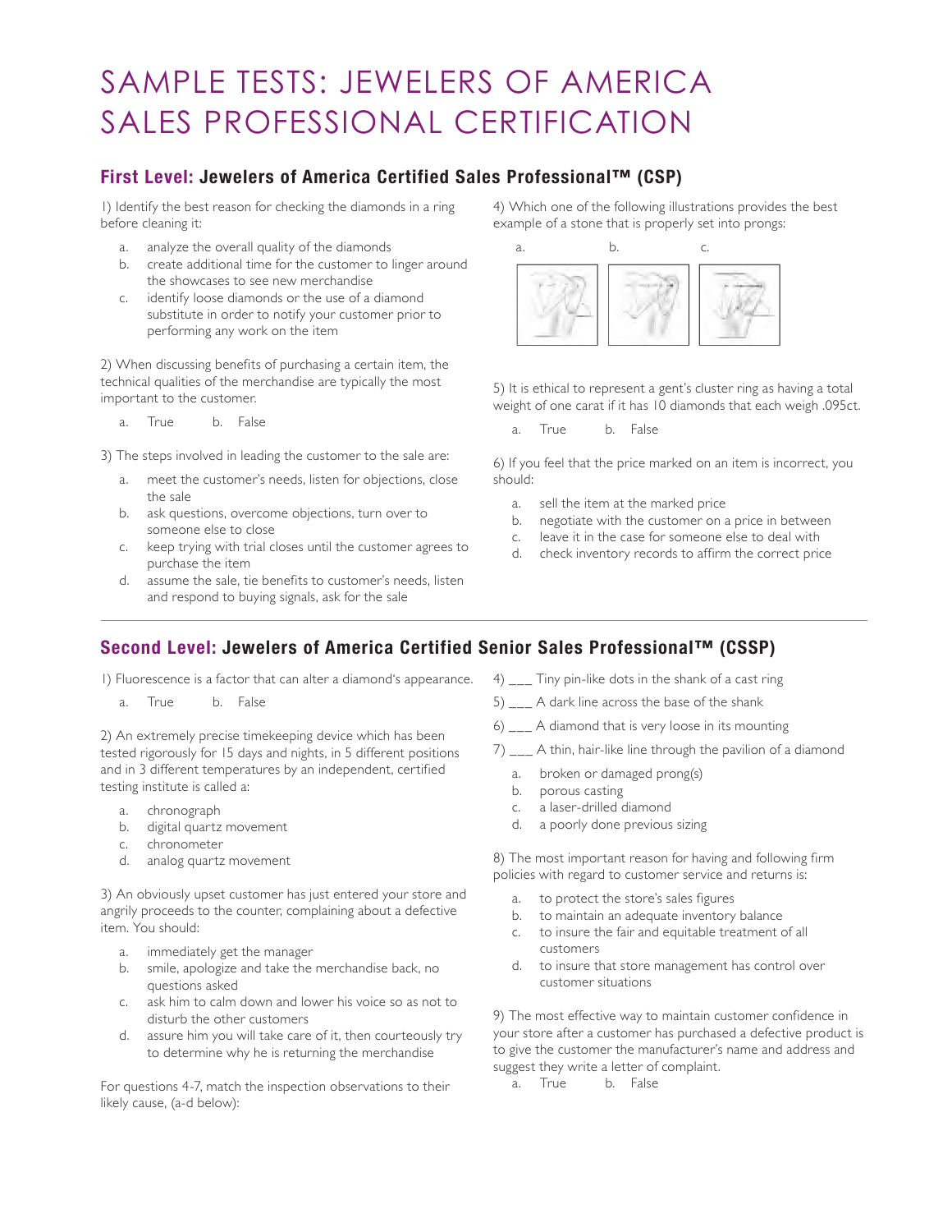# SAMPLE TESTS: JEWELERS OF AMERICA SALES PROFESSIONAL CERTIFICATION

## First Level: Jewelers of America Certified Sales Professional™ (CSP)

1) Identify the best reason for checking the diamonds in a ring before cleaning it:

a. analyze the overall quality of the diamonds
b. create additional time for the customer to linger around the showcases to see new merchandise
c. identify loose diamonds or the use of a diamond substitute in order to notify your customer prior to performing any work on the item

2) When discussing benefits of purchasing a certain item, the technical qualities of the merchandise are typically the most important to the customer.

a. True b. False

3) The steps involved in leading the customer to the sale are:

a. meet the customer's needs, listen for objections, close the sale
b. ask questions, overcome objections, turn over to someone else to close
c. keep trying with trial closes until the customer agrees to purchase the item
d. assume the sale, tie benefits to customer's needs, listen and respond to buying signals, ask for the sale

4) Which one of the following illustrations provides the best example of a stone that is properly set into prongs:

a. b. c.

5) It is ethical to represent a gent's cluster ring as having a total weight of one carat if it has 10 diamonds that each weigh .095ct.

a. True b. False

6) If you feel that the price marked on an item is incorrect, you should:

a. sell the item at the marked price
b. negotiate with the customer on a price in between
c. leave it in the case for someone else to deal with
d. check inventory records to affirm the correct price

## Second Level: Jewelers of America Certified Senior Sales Professional™ (CSSP)

1) Fluorescence is a factor that can alter a diamond's appearance.

a. True b. False

2) An extremely precise timekeeping device which has been tested rigorously for 15 days and nights, in 5 different positions and in 3 different temperatures by an independent, certified testing institute is called a:

a. chronograph
b. digital quartz movement
c. chronometer
d. analog quartz movement

3) An obviously upset customer has just entered your store and angrily proceeds to the counter, complaining about a defective item. You should:

a. immediately get the manager
b. smile, apologize and take the merchandise back, no questions asked
c. ask him to calm down and lower his voice so as not to disturb the other customers
d. assure him you will take care of it, then courteously try to determine why he is returning the merchandise

For questions 4-7, match the inspection observations to their likely cause, (a-d below):

4) ___ Tiny pin-like dots in the shank of a cast ring

5) ___ A dark line across the base of the shank

6) ___ A diamond that is very loose in its mounting

7) ___ A thin, hair-like line through the pavilion of a diamond

a. broken or damaged prong(s)
b. porous casting
c. a laser-drilled diamond
d. a poorly done previous sizing

8) The most important reason for having and following firm policies with regard to customer service and returns is:

a. to protect the store's sales figures
b. to maintain an adequate inventory balance
c. to insure the fair and equitable treatment of all customers
d. to insure that store management has control over customer situations

9) The most effective way to maintain customer confidence in your store after a customer has purchased a defective product is to give the customer the manufacturer's name and address and suggest they write a letter of complaint.

a. True b. False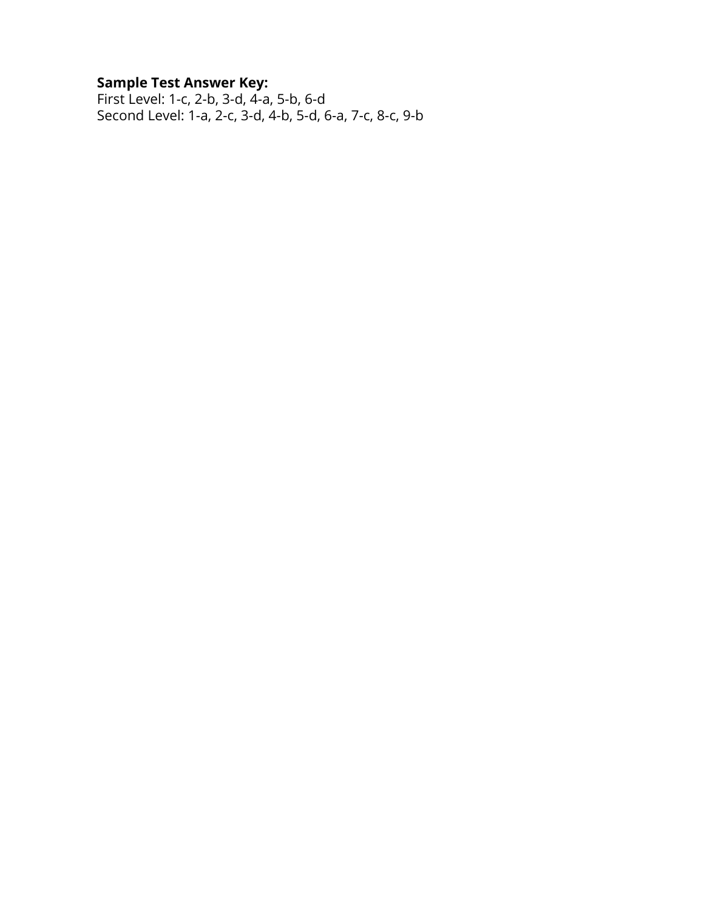**Sample Test Answer Key:**
First Level: 1-c, 2-b, 3-d, 4-a, 5-b, 6-d
Second Level: 1-a, 2-c, 3-d, 4-b, 5-d, 6-a, 7-c, 8-c, 9-b